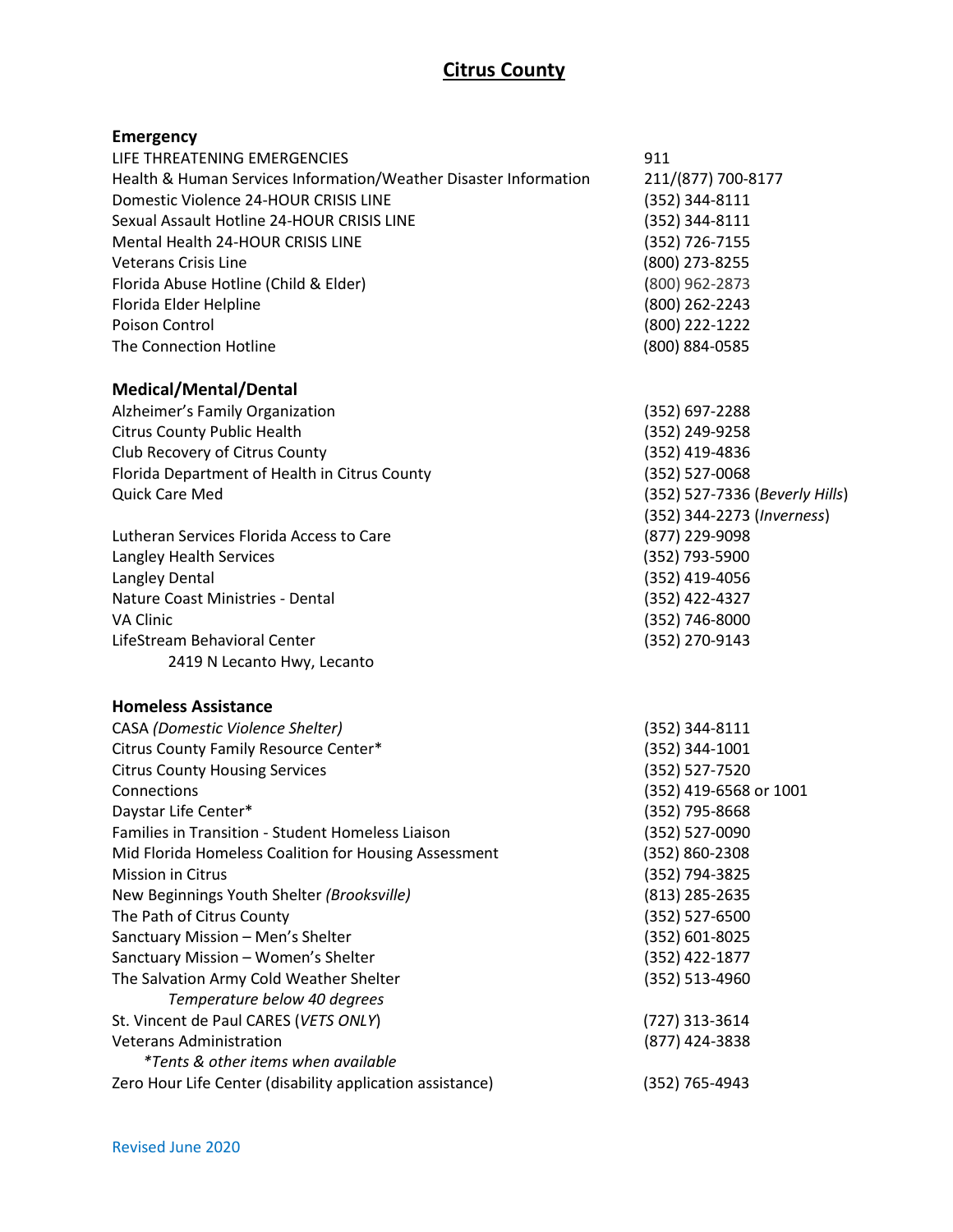# Citrus County

## Emergency

| | |
|---|---|
| LIFE THREATENING EMERGENCIES | 911 |
| Health & Human Services Information/Weather Disaster Information | 211/(877) 700-8177 |
| Domestic Violence 24-HOUR CRISIS LINE | (352) 344-8111 |
| Sexual Assault Hotline 24-HOUR CRISIS LINE | (352) 344-8111 |
| Mental Health 24-HOUR CRISIS LINE | (352) 726-7155 |
| Veterans Crisis Line | (800) 273-8255 |
| Florida Abuse Hotline (Child & Elder) | (800) 962-2873 |
| Florida Elder Helpline | (800) 262-2243 |
| Poison Control | (800) 222-1222 |
| The Connection Hotline | (800) 884-0585 |

## Medical/Mental/Dental

| | |
|---|---|
| Alzheimer's Family Organization | (352) 697-2288 |
| Citrus County Public Health | (352) 249-9258 |
| Club Recovery of Citrus County | (352) 419-4836 |
| Florida Department of Health in Citrus County | (352) 527-0068 |
| Quick Care Med | (352) 527-7336 (*Beverly Hills*) |
| | (352) 344-2273 (*Inverness*) |
| Lutheran Services Florida Access to Care | (877) 229-9098 |
| Langley Health Services | (352) 793-5900 |
| Langley Dental | (352) 419-4056 |
| Nature Coast Ministries - Dental | (352) 422-4327 |
| VA Clinic | (352) 746-8000 |
| LifeStream Behavioral Center<br>2419 N Lecanto Hwy, Lecanto | (352) 270-9143 |

## Homeless Assistance

| | |
|---|---|
| CASA *(Domestic Violence Shelter)* | (352) 344-8111 |
| Citrus County Family Resource Center* | (352) 344-1001 |
| Citrus County Housing Services | (352) 527-7520 |
| Connections | (352) 419-6568 or 1001 |
| Daystar Life Center* | (352) 795-8668 |
| Families in Transition - Student Homeless Liaison | (352) 527-0090 |
| Mid Florida Homeless Coalition for Housing Assessment | (352) 860-2308 |
| Mission in Citrus | (352) 794-3825 |
| New Beginnings Youth Shelter *(Brooksville)* | (813) 285-2635 |
| The Path of Citrus County | (352) 527-6500 |
| Sanctuary Mission – Men's Shelter | (352) 601-8025 |
| Sanctuary Mission – Women's Shelter | (352) 422-1877 |
| The Salvation Army Cold Weather Shelter<br>*Temperature below 40 degrees* | (352) 513-4960 |
| St. Vincent de Paul CARES (*VETS ONLY*) | (727) 313-3614 |
| Veterans Administration | (877) 424-3838 |

*\*Tents & other items when available*

| | |
|---|---|
| Zero Hour Life Center (disability application assistance) | (352) 765-4943 |

Revised June 2020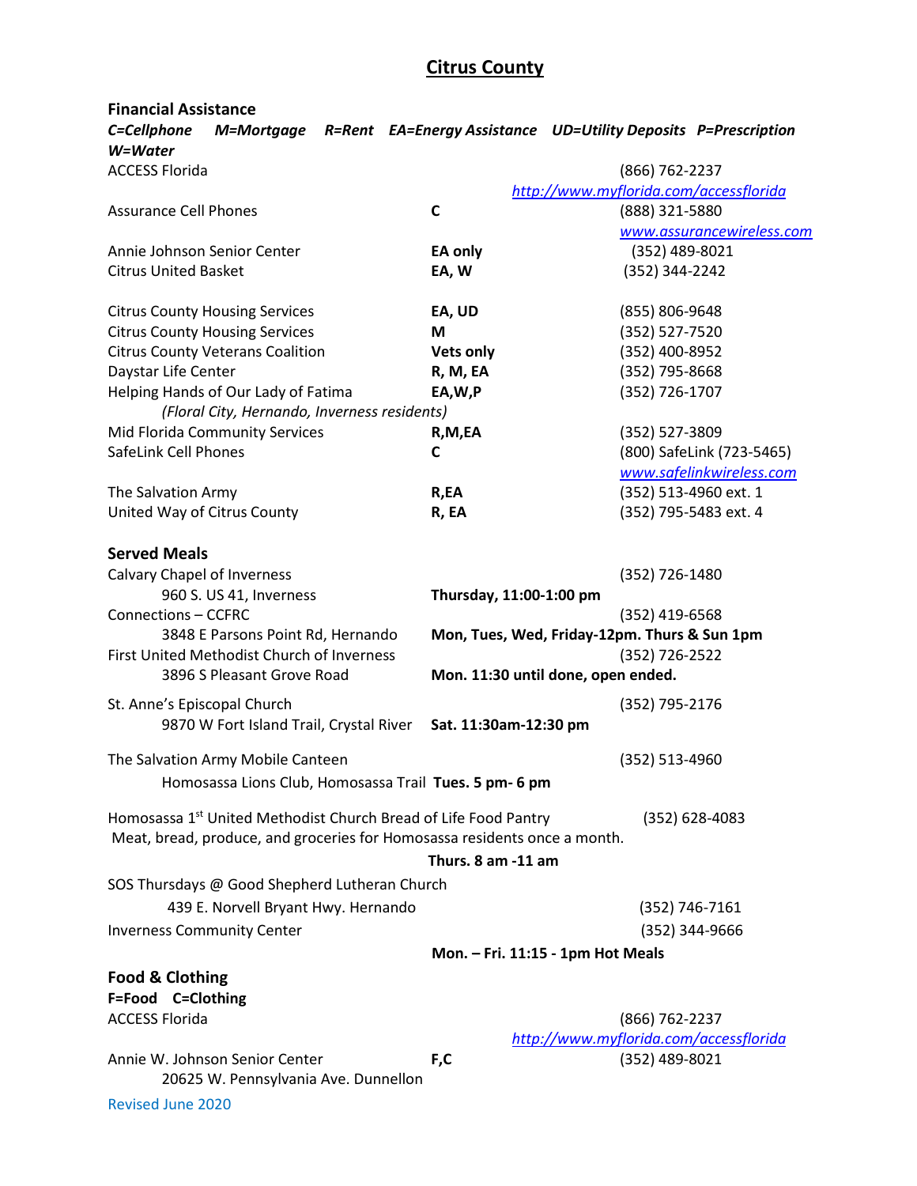# Citrus County

## Financial Assistance

***C=Cellphone   M=Mortgage   R=Rent   EA=Energy Assistance   UD=Utility Deposits   P=Prescription   W=Water***

| | | |
|---|---|---|
| ACCESS Florida | | (866) 762-2237<br>http://www.myflorida.com/accessflorida |
| Assurance Cell Phones | **C** | (888) 321-5880<br>www.assurancewireless.com |
| Annie Johnson Senior Center | **EA only** | (352) 489-8021 |
| Citrus United Basket | **EA, W** | (352) 344-2242 |
| Citrus County Housing Services | **EA, UD** | (855) 806-9648 |
| Citrus County Housing Services | **M** | (352) 527-7520 |
| Citrus County Veterans Coalition | **Vets only** | (352) 400-8952 |
| Daystar Life Center | **R, M, EA** | (352) 795-8668 |
| Helping Hands of Our Lady of Fatima<br>*(Floral City, Hernando, Inverness residents)* | **EA,W,P** | (352) 726-1707 |
| Mid Florida Community Services | **R,M,EA** | (352) 527-3809 |
| SafeLink Cell Phones | **C** | (800) SafeLink (723-5465)<br>www.safelinkwireless.com |
| The Salvation Army | **R,EA** | (352) 513-4960 ext. 1 |
| United Way of Citrus County | **R, EA** | (352) 795-5483 ext. 4 |

## Served Meals

Calvary Chapel of Inverness — (352) 726-1480
960 S. US 41, Inverness — **Thursday, 11:00-1:00 pm**

Connections – CCFRC — (352) 419-6568
3848 E Parsons Point Rd, Hernando — **Mon, Tues, Wed, Friday-12pm. Thurs & Sun 1pm**

First United Methodist Church of Inverness — (352) 726-2522
3896 S Pleasant Grove Road — **Mon. 11:30 until done, open ended.**

St. Anne's Episcopal Church — (352) 795-2176
9870 W Fort Island Trail, Crystal River — **Sat. 11:30am-12:30 pm**

The Salvation Army Mobile Canteen — (352) 513-4960
Homosassa Lions Club, Homosassa Trail — **Tues. 5 pm- 6 pm**

Homosassa 1st United Methodist Church Bread of Life Food Pantry — (352) 628-4083
Meat, bread, produce, and groceries for Homosassa residents once a month.
**Thurs. 8 am -11 am**

SOS Thursdays @ Good Shepherd Lutheran Church
439 E. Norvell Bryant Hwy. Hernando — (352) 746-7161

Inverness Community Center — (352) 344-9666
**Mon. – Fri. 11:15 - 1pm Hot Meals**

## Food & Clothing

**F=Food   C=Clothing**

| | | |
|---|---|---|
| ACCESS Florida | | (866) 762-2237<br>http://www.myflorida.com/accessflorida |
| Annie W. Johnson Senior Center<br>20625 W. Pennsylvania Ave. Dunnellon | **F,C** | (352) 489-8021 |

Revised June 2020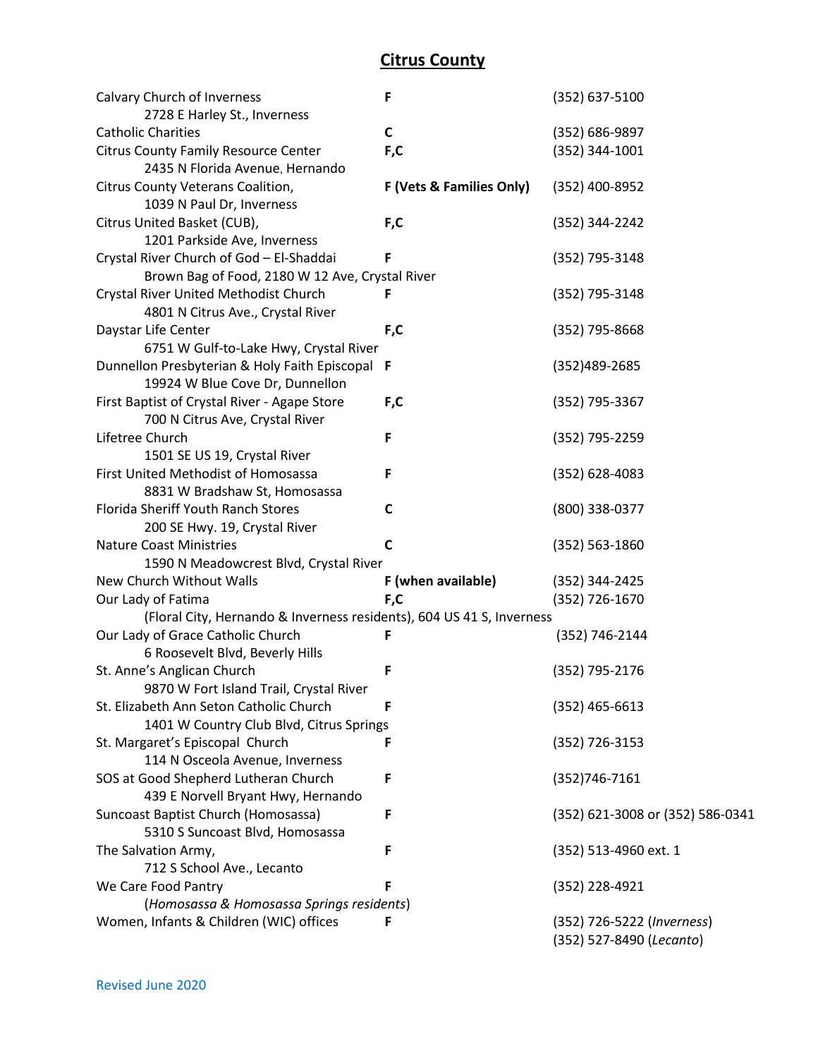# Citus County

| | | |
|---|---|---|
| Calvary Church of Inverness<br>2728 E Harley St., Inverness | F | (352) 637-5100 |
| Catholic Charities | C | (352) 686-9897 |
| Citrus County Family Resource Center<br>2435 N Florida Avenue, Hernando | F,C | (352) 344-1001 |
| Citrus County Veterans Coalition,<br>1039 N Paul Dr, Inverness | **F (Vets & Families Only)** | (352) 400-8952 |
| Citrus United Basket (CUB),<br>1201 Parkside Ave, Inverness | F,C | (352) 344-2242 |
| Crystal River Church of God – El-Shaddai<br>Brown Bag of Food, 2180 W 12 Ave, Crystal River | F | (352) 795-3148 |
| Crystal River United Methodist Church<br>4801 N Citrus Ave., Crystal River | F | (352) 795-3148 |
| Daystar Life Center<br>6751 W Gulf-to-Lake Hwy, Crystal River | F,C | (352) 795-8668 |
| Dunnellon Presbyterian & Holy Faith Episcopal<br>19924 W Blue Cove Dr, Dunnellon | F | (352)489-2685 |
| First Baptist of Crystal River - Agape Store<br>700 N Citrus Ave, Crystal River | F,C | (352) 795-3367 |
| Lifetree Church<br>1501 SE US 19, Crystal River | F | (352) 795-2259 |
| First United Methodist of Homosassa<br>8831 W Bradshaw St, Homosassa | F | (352) 628-4083 |
| Florida Sheriff Youth Ranch Stores<br>200 SE Hwy. 19, Crystal River | C | (800) 338-0377 |
| Nature Coast Ministries<br>1590 N Meadowcrest Blvd, Crystal River | C | (352) 563-1860 |
| New Church Without Walls | **F (when available)** | (352) 344-2425 |
| Our Lady of Fatima<br>(Floral City, Hernando & Inverness residents), 604 US 41 S, Inverness | F,C | (352) 726-1670 |
| Our Lady of Grace Catholic Church<br>6 Roosevelt Blvd, Beverly Hills | F | (352) 746-2144 |
| St. Anne's Anglican Church<br>9870 W Fort Island Trail, Crystal River | F | (352) 795-2176 |
| St. Elizabeth Ann Seton Catholic Church<br>1401 W Country Club Blvd, Citrus Springs | F | (352) 465-6613 |
| St. Margaret's Episcopal Church<br>114 N Osceola Avenue, Inverness | F | (352) 726-3153 |
| SOS at Good Shepherd Lutheran Church<br>439 E Norvell Bryant Hwy, Hernando | F | (352)746-7161 |
| Suncoast Baptist Church (Homosassa)<br>5310 S Suncoast Blvd, Homosassa | F | (352) 621-3008 or (352) 586-0341 |
| The Salvation Army,<br>712 S School Ave., Lecanto | F | (352) 513-4960 ext. 1 |
| We Care Food Pantry<br>(*Homosassa & Homosassa Springs residents*) | F | (352) 228-4921 |
| Women, Infants & Children (WIC) offices | F | (352) 726-5222 (*Inverness*)<br>(352) 527-8490 (*Lecanto*) |

Revised June 2020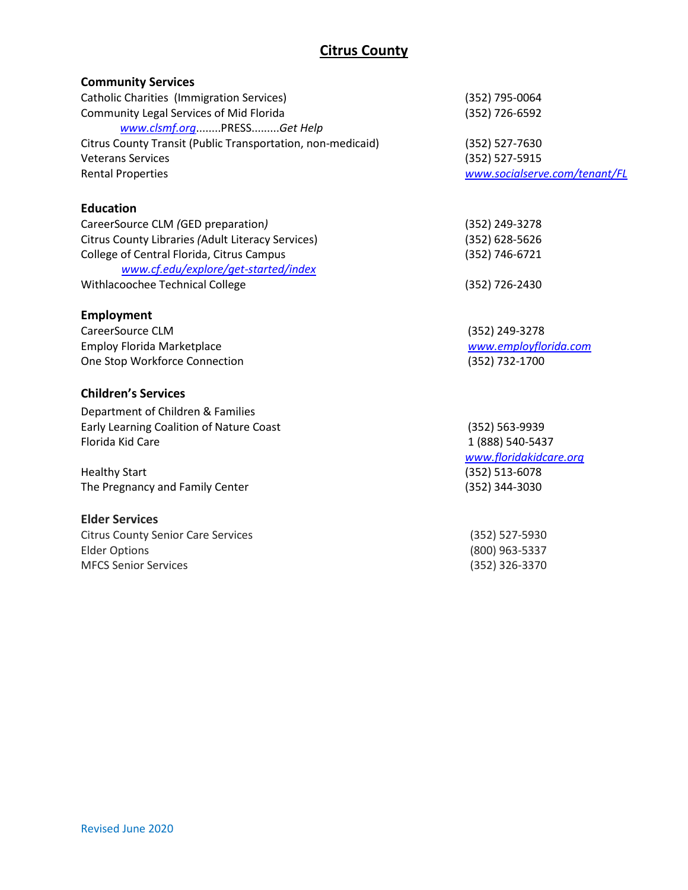# Citrus County

## Community Services

| | |
|---|---|
| Catholic Charities (Immigration Services) | (352) 795-0064 |
| Community Legal Services of Mid Florida | (352) 726-6592 |
| *www.clsmf.org*........PRESS.........*Get Help* | |
| Citrus County Transit (Public Transportation, non-medicaid) | (352) 527-7630 |
| Veterans Services | (352) 527-5915 |
| Rental Properties | *www.socialserve.com/tenant/FL* |

## Education

| | |
|---|---|
| CareerSource CLM *(*GED preparation*)* | (352) 249-3278 |
| Citrus County Libraries *(*Adult Literacy Services) | (352) 628-5626 |
| College of Central Florida, Citrus Campus | (352) 746-6721 |
| *www.cf.edu/explore/get-started/index* | |
| Withlacoochee Technical College | (352) 726-2430 |

## Employment

| | |
|---|---|
| CareerSource CLM | (352) 249-3278 |
| Employ Florida Marketplace | *www.employflorida.com* |
| One Stop Workforce Connection | (352) 732-1700 |

## Children's Services

| | |
|---|---|
| Department of Children & Families | |
| Early Learning Coalition of Nature Coast | (352) 563-9939 |
| Florida Kid Care | 1 (888) 540-5437 |
| | *www.floridakidcare.org* |
| Healthy Start | (352) 513-6078 |
| The Pregnancy and Family Center | (352) 344-3030 |

## Elder Services

| | |
|---|---|
| Citrus County Senior Care Services | (352) 527-5930 |
| Elder Options | (800) 963-5337 |
| MFCS Senior Services | (352) 326-3370 |

Revised June 2020